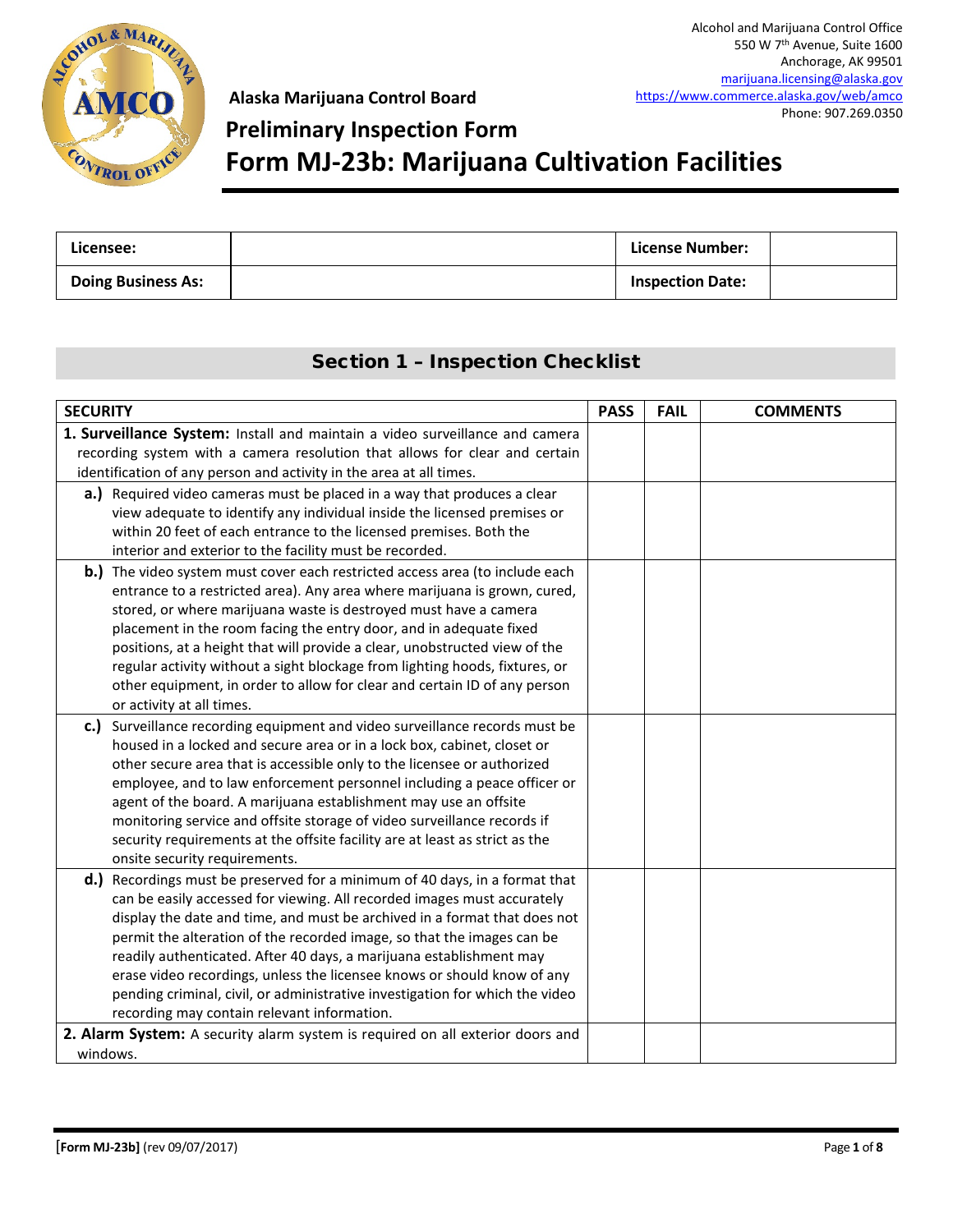Alcohol and Marijuana Control Office
550 W 7th Avenue, Suite 1600
Anchorage, AK 99501
marijuana.licensing@alaska.gov
https://www.commerce.alaska.gov/web/amco
Phone: 907.269.0350

**Alaska Marijuana Control Board**

# Preliminary Inspection Form

# Form MJ-23b: Marijuana Cultivation Facilities

| **Licensee:** | | **License Number:** | |
|---|---|---|---|
| **Doing Business As:** | | **Inspection Date:** | |

## Section 1 – Inspection Checklist

| SECURITY | PASS | FAIL | COMMENTS |
|---|---|---|---|
| **1. Surveillance System:** Install and maintain a video surveillance and camera recording system with a camera resolution that allows for clear and certain identification of any person and activity in the area at all times. | | | |
| **a.)** Required video cameras must be placed in a way that produces a clear view adequate to identify any individual inside the licensed premises or within 20 feet of each entrance to the licensed premises. Both the interior and exterior to the facility must be recorded. | | | |
| **b.)** The video system must cover each restricted access area (to include each entrance to a restricted area). Any area where marijuana is grown, cured, stored, or where marijuana waste is destroyed must have a camera placement in the room facing the entry door, and in adequate fixed positions, at a height that will provide a clear, unobstructed view of the regular activity without a sight blockage from lighting hoods, fixtures, or other equipment, in order to allow for clear and certain ID of any person or activity at all times. | | | |
| **c.)** Surveillance recording equipment and video surveillance records must be housed in a locked and secure area or in a lock box, cabinet, closet or other secure area that is accessible only to the licensee or authorized employee, and to law enforcement personnel including a peace officer or agent of the board. A marijuana establishment may use an offsite monitoring service and offsite storage of video surveillance records if security requirements at the offsite facility are at least as strict as the onsite security requirements. | | | |
| **d.)** Recordings must be preserved for a minimum of 40 days, in a format that can be easily accessed for viewing. All recorded images must accurately display the date and time, and must be archived in a format that does not permit the alteration of the recorded image, so that the images can be readily authenticated. After 40 days, a marijuana establishment may erase video recordings, unless the licensee knows or should know of any pending criminal, civil, or administrative investigation for which the video recording may contain relevant information. | | | |
| **2. Alarm System:** A security alarm system is required on all exterior doors and windows. | | | |

**[Form MJ-23b]** (rev 09/07/2017)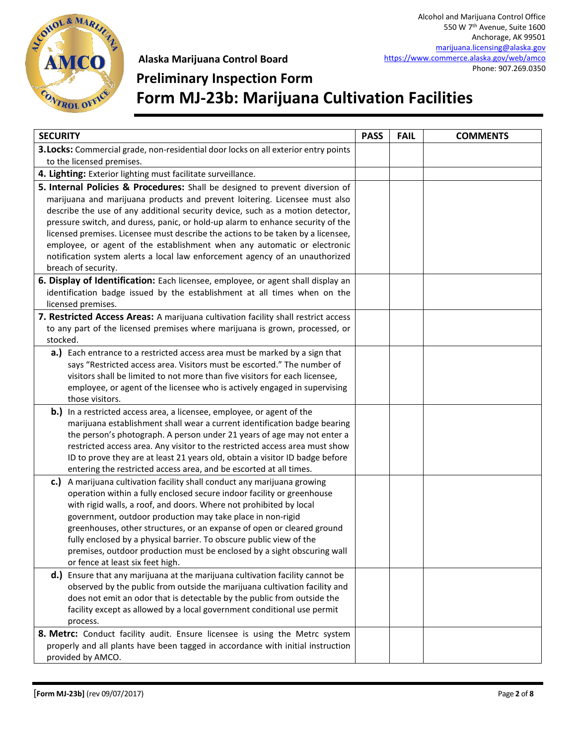Alcohol and Marijuana Control Office
550 W 7th Avenue, Suite 1600
Anchorage, AK 99501
marijuana.licensing@alaska.gov
https://www.commerce.alaska.gov/web/amco
Phone: 907.269.0350

**Alaska Marijuana Control Board**

# Preliminary Inspection Form

# Form MJ-23b: Marijuana Cultivation Facilities

| SECURITY | PASS | FAIL | COMMENTS |
|---|---|---|---|
| **3. Locks:** Commercial grade, non-residential door locks on all exterior entry points to the licensed premises. | | | |
| **4. Lighting:** Exterior lighting must facilitate surveillance. | | | |
| **5. Internal Policies & Procedures:** Shall be designed to prevent diversion of marijuana and marijuana products and prevent loitering. Licensee must also describe the use of any additional security device, such as a motion detector, pressure switch, and duress, panic, or hold-up alarm to enhance security of the licensed premises. Licensee must describe the actions to be taken by a licensee, employee, or agent of the establishment when any automatic or electronic notification system alerts a local law enforcement agency of an unauthorized breach of security. | | | |
| **6. Display of Identification:** Each licensee, employee, or agent shall display an identification badge issued by the establishment at all times when on the licensed premises. | | | |
| **7. Restricted Access Areas:** A marijuana cultivation facility shall restrict access to any part of the licensed premises where marijuana is grown, processed, or stocked. | | | |
| **a.)** Each entrance to a restricted access area must be marked by a sign that says "Restricted access area. Visitors must be escorted." The number of visitors shall be limited to not more than five visitors for each licensee, employee, or agent of the licensee who is actively engaged in supervising those visitors. | | | |
| **b.)** In a restricted access area, a licensee, employee, or agent of the marijuana establishment shall wear a current identification badge bearing the person's photograph. A person under 21 years of age may not enter a restricted access area. Any visitor to the restricted access area must show ID to prove they are at least 21 years old, obtain a visitor ID badge before entering the restricted access area, and be escorted at all times. | | | |
| **c.)** A marijuana cultivation facility shall conduct any marijuana growing operation within a fully enclosed secure indoor facility or greenhouse with rigid walls, a roof, and doors. Where not prohibited by local government, outdoor production may take place in non-rigid greenhouses, other structures, or an expanse of open or cleared ground fully enclosed by a physical barrier. To obscure public view of the premises, outdoor production must be enclosed by a sight obscuring wall or fence at least six feet high. | | | |
| **d.)** Ensure that any marijuana at the marijuana cultivation facility cannot be observed by the public from outside the marijuana cultivation facility and does not emit an odor that is detectable by the public from outside the facility except as allowed by a local government conditional use permit process. | | | |
| **8. Metrc:** Conduct facility audit. Ensure licensee is using the Metrc system properly and all plants have been tagged in accordance with initial instruction provided by AMCO. | | | |

**[Form MJ-23b]** (rev 09/07/2017)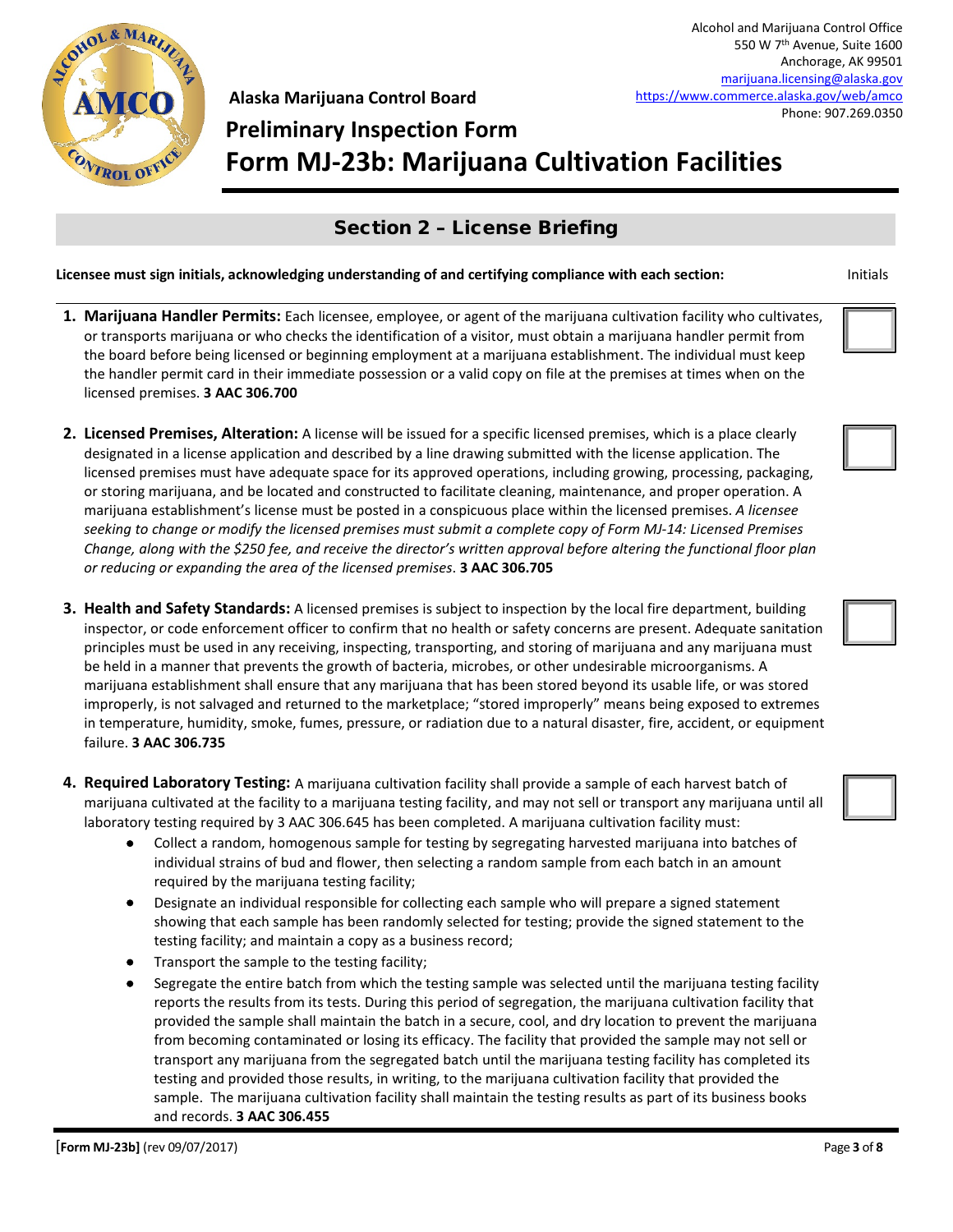Alcohol and Marijuana Control Office
550 W 7th Avenue, Suite 1600
Anchorage, AK 99501
marijuana.licensing@alaska.gov
https://www.commerce.alaska.gov/web/amco
Phone: 907.269.0350

**Alaska Marijuana Control Board**

# Preliminary Inspection Form

# Form MJ-23b: Marijuana Cultivation Facilities

## Section 2 – License Briefing

**Licensee must sign initials, acknowledging understanding of and certifying compliance with each section:** Initials

1. **Marijuana Handler Permits:** Each licensee, employee, or agent of the marijuana cultivation facility who cultivates, or transports marijuana or who checks the identification of a visitor, must obtain a marijuana handler permit from the board before being licensed or beginning employment at a marijuana establishment. The individual must keep the handler permit card in their immediate possession or a valid copy on file at the premises at times when on the licensed premises. **3 AAC 306.700**

2. **Licensed Premises, Alteration:** A license will be issued for a specific licensed premises, which is a place clearly designated in a license application and described by a line drawing submitted with the license application. The licensed premises must have adequate space for its approved operations, including growing, processing, packaging, or storing marijuana, and be located and constructed to facilitate cleaning, maintenance, and proper operation. A marijuana establishment's license must be posted in a conspicuous place within the licensed premises. *A licensee seeking to change or modify the licensed premises must submit a complete copy of Form MJ-14: Licensed Premises Change, along with the $250 fee, and receive the director's written approval before altering the functional floor plan or reducing or expanding the area of the licensed premises*. **3 AAC 306.705**

3. **Health and Safety Standards:** A licensed premises is subject to inspection by the local fire department, building inspector, or code enforcement officer to confirm that no health or safety concerns are present. Adequate sanitation principles must be used in any receiving, inspecting, transporting, and storing of marijuana and any marijuana must be held in a manner that prevents the growth of bacteria, microbes, or other undesirable microorganisms. A marijuana establishment shall ensure that any marijuana that has been stored beyond its usable life, or was stored improperly, is not salvaged and returned to the marketplace; "stored improperly" means being exposed to extremes in temperature, humidity, smoke, fumes, pressure, or radiation due to a natural disaster, fire, accident, or equipment failure. **3 AAC 306.735**

4. **Required Laboratory Testing:** A marijuana cultivation facility shall provide a sample of each harvest batch of marijuana cultivated at the facility to a marijuana testing facility, and may not sell or transport any marijuana until all laboratory testing required by 3 AAC 306.645 has been completed. A marijuana cultivation facility must:
   - Collect a random, homogenous sample for testing by segregating harvested marijuana into batches of individual strains of bud and flower, then selecting a random sample from each batch in an amount required by the marijuana testing facility;
   - Designate an individual responsible for collecting each sample who will prepare a signed statement showing that each sample has been randomly selected for testing; provide the signed statement to the testing facility; and maintain a copy as a business record;
   - Transport the sample to the testing facility;
   - Segregate the entire batch from which the testing sample was selected until the marijuana testing facility reports the results from its tests. During this period of segregation, the marijuana cultivation facility that provided the sample shall maintain the batch in a secure, cool, and dry location to prevent the marijuana from becoming contaminated or losing its efficacy. The facility that provided the sample may not sell or transport any marijuana from the segregated batch until the marijuana testing facility has completed its testing and provided those results, in writing, to the marijuana cultivation facility that provided the sample. The marijuana cultivation facility shall maintain the testing results as part of its business books and records. **3 AAC 306.455**

**[Form MJ-23b]** (rev 09/07/2017)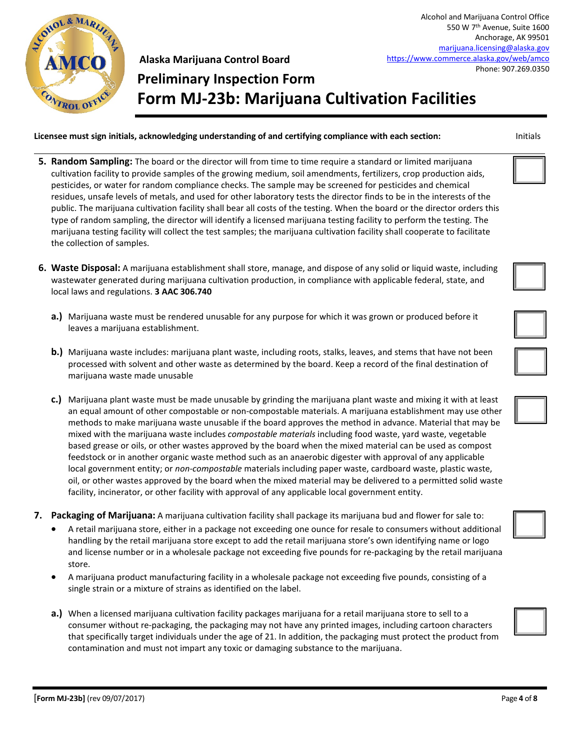**Licensee must sign initials, acknowledging understanding of and certifying compliance with each section:** Initials

5. **Random Sampling:** The board or the director will from time to time require a standard or limited marijuana cultivation facility to provide samples of the growing medium, soil amendments, fertilizers, crop production aids, pesticides, or water for random compliance checks. The sample may be screened for pesticides and chemical residues, unsafe levels of metals, and used for other laboratory tests the director finds to be in the interests of the public. The marijuana cultivation facility shall bear all costs of the testing. When the board or the director orders this type of random sampling, the director will identify a licensed marijuana testing facility to perform the testing. The marijuana testing facility will collect the test samples; the marijuana cultivation facility shall cooperate to facilitate the collection of samples. ☐

6. **Waste Disposal:** A marijuana establishment shall store, manage, and dispose of any solid or liquid waste, including wastewater generated during marijuana cultivation production, in compliance with applicable federal, state, and local laws and regulations. **3 AAC 306.740** ☐

   **a.)** Marijuana waste must be rendered unusable for any purpose for which it was grown or produced before it leaves a marijuana establishment. ☐

   **b.)** Marijuana waste includes: marijuana plant waste, including roots, stalks, leaves, and stems that have not been processed with solvent and other waste as determined by the board. Keep a record of the final destination of marijuana waste made unusable ☐

   **c.)** Marijuana plant waste must be made unusable by grinding the marijuana plant waste and mixing it with at least an equal amount of other compostable or non-compostable materials. A marijuana establishment may use other methods to make marijuana waste unusable if the board approves the method in advance. Material that may be mixed with the marijuana waste includes *compostable materials* including food waste, yard waste, vegetable based grease or oils, or other wastes approved by the board when the mixed material can be used as compost feedstock or in another organic waste method such as an anaerobic digester with approval of any applicable local government entity; or *non-compostable* materials including paper waste, cardboard waste, plastic waste, oil, or other wastes approved by the board when the mixed material may be delivered to a permitted solid waste facility, incinerator, or other facility with approval of any applicable local government entity. ☐

7. **Packaging of Marijuana:** A marijuana cultivation facility shall package its marijuana bud and flower for sale to: ☐
   - A retail marijuana store, either in a package not exceeding one ounce for resale to consumers without additional handling by the retail marijuana store except to add the retail marijuana store's own identifying name or logo and license number or in a wholesale package not exceeding five pounds for re-packaging by the retail marijuana store.
   - A marijuana product manufacturing facility in a wholesale package not exceeding five pounds, consisting of a single strain or a mixture of strains as identified on the label.

   **a.)** When a licensed marijuana cultivation facility packages marijuana for a retail marijuana store to sell to a consumer without re-packaging, the packaging may not have any printed images, including cartoon characters that specifically target individuals under the age of 21. In addition, the packaging must protect the product from contamination and must not impart any toxic or damaging substance to the marijuana. ☐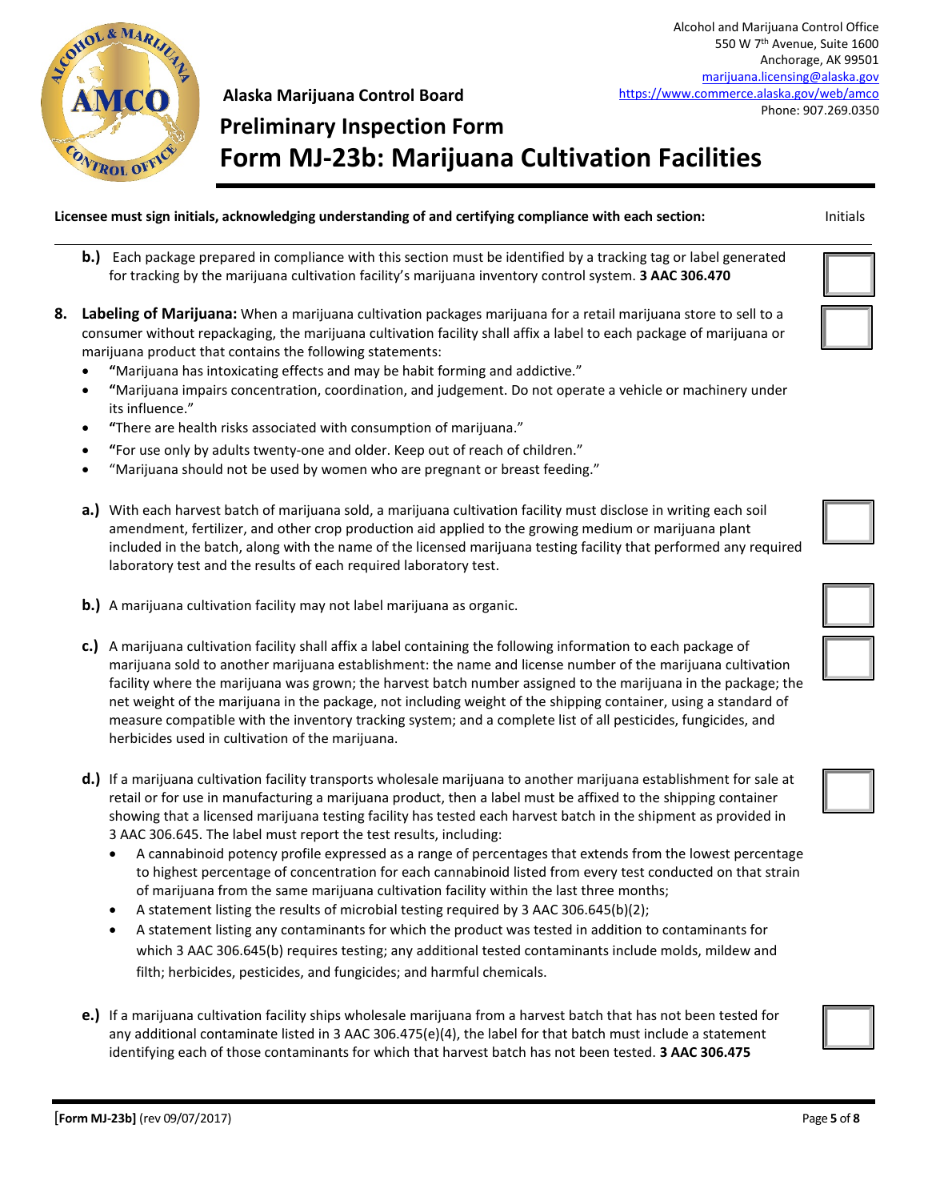**Alaska Marijuana Control Board**

# Preliminary Inspection Form

# Form MJ-23b: Marijuana Cultivation Facilities

Alcohol and Marijuana Control Office
550 W 7th Avenue, Suite 1600
Anchorage, AK 99501
marijuana.licensing@alaska.gov
https://www.commerce.alaska.gov/web/amco
Phone: 907.269.0350

**Licensee must sign initials, acknowledging understanding of and certifying compliance with each section:** Initials

**b.)** Each package prepared in compliance with this section must be identified by a tracking tag or label generated for tracking by the marijuana cultivation facility's marijuana inventory control system. **3 AAC 306.470** ☐

**8. Labeling of Marijuana:** When a marijuana cultivation packages marijuana for a retail marijuana store to sell to a consumer without repackaging, the marijuana cultivation facility shall affix a label to each package of marijuana or marijuana product that contains the following statements: ☐

- "Marijuana has intoxicating effects and may be habit forming and addictive."
- "Marijuana impairs concentration, coordination, and judgement. Do not operate a vehicle or machinery under its influence."
- "There are health risks associated with consumption of marijuana."
- "For use only by adults twenty-one and older. Keep out of reach of children."
- "Marijuana should not be used by women who are pregnant or breast feeding."

**a.)** With each harvest batch of marijuana sold, a marijuana cultivation facility must disclose in writing each soil amendment, fertilizer, and other crop production aid applied to the growing medium or marijuana plant included in the batch, along with the name of the licensed marijuana testing facility that performed any required laboratory test and the results of each required laboratory test. ☐

**b.)** A marijuana cultivation facility may not label marijuana as organic. ☐

**c.)** A marijuana cultivation facility shall affix a label containing the following information to each package of marijuana sold to another marijuana establishment: the name and license number of the marijuana cultivation facility where the marijuana was grown; the harvest batch number assigned to the marijuana in the package; the net weight of the marijuana in the package, not including weight of the shipping container, using a standard of measure compatible with the inventory tracking system; and a complete list of all pesticides, fungicides, and herbicides used in cultivation of the marijuana. ☐

**d.)** If a marijuana cultivation facility transports wholesale marijuana to another marijuana establishment for sale at retail or for use in manufacturing a marijuana product, then a label must be affixed to the shipping container showing that a licensed marijuana testing facility has tested each harvest batch in the shipment as provided in 3 AAC 306.645. The label must report the test results, including: ☐

- A cannabinoid potency profile expressed as a range of percentages that extends from the lowest percentage to highest percentage of concentration for each cannabinoid listed from every test conducted on that strain of marijuana from the same marijuana cultivation facility within the last three months;
- A statement listing the results of microbial testing required by 3 AAC 306.645(b)(2);
- A statement listing any contaminants for which the product was tested in addition to contaminants for which 3 AAC 306.645(b) requires testing; any additional tested contaminants include molds, mildew and filth; herbicides, pesticides, and fungicides; and harmful chemicals.

**e.)** If a marijuana cultivation facility ships wholesale marijuana from a harvest batch that has not been tested for any additional contaminate listed in 3 AAC 306.475(e)(4), the label for that batch must include a statement identifying each of those contaminants for which that harvest batch has not been tested. **3 AAC 306.475** ☐

[**Form MJ-23b]** (rev 09/07/2017)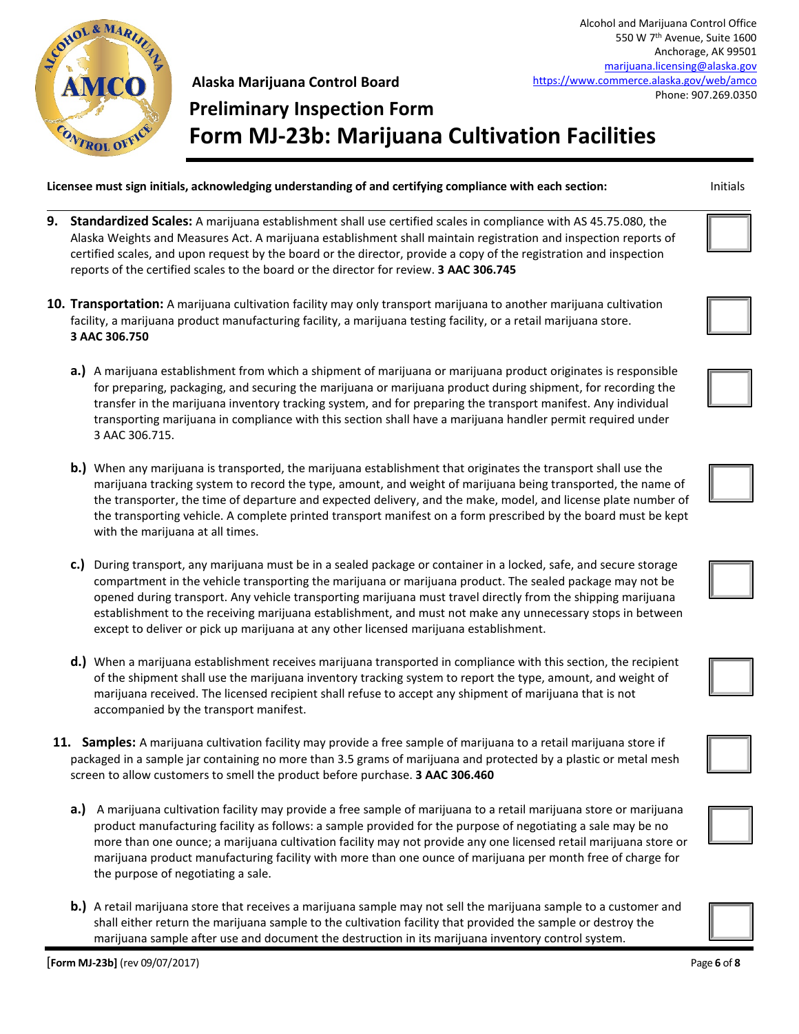Alcohol and Marijuana Control Office
550 W 7th Avenue, Suite 1600
Anchorage, AK 99501
marijuana.licensing@alaska.gov
https://www.commerce.alaska.gov/web/amco
Phone: 907.269.0350

## Alaska Marijuana Control Board

# Preliminary Inspection Form

# Form MJ-23b: Marijuana Cultivation Facilities

**Licensee must sign initials, acknowledging understanding of and certifying compliance with each section:** Initials

9. **Standardized Scales:** A marijuana establishment shall use certified scales in compliance with AS 45.75.080, the Alaska Weights and Measures Act. A marijuana establishment shall maintain registration and inspection reports of certified scales, and upon request by the board or the director, provide a copy of the registration and inspection reports of the certified scales to the board or the director for review. **3 AAC 306.745** ☐

10. **Transportation:** A marijuana cultivation facility may only transport marijuana to another marijuana cultivation facility, a marijuana product manufacturing facility, a marijuana testing facility, or a retail marijuana store. **3 AAC 306.750** ☐

    **a.)** A marijuana establishment from which a shipment of marijuana or marijuana product originates is responsible for preparing, packaging, and securing the marijuana or marijuana product during shipment, for recording the transfer in the marijuana inventory tracking system, and for preparing the transport manifest. Any individual transporting marijuana in compliance with this section shall have a marijuana handler permit required under 3 AAC 306.715. ☐

    **b.)** When any marijuana is transported, the marijuana establishment that originates the transport shall use the marijuana tracking system to record the type, amount, and weight of marijuana being transported, the name of the transporter, the time of departure and expected delivery, and the make, model, and license plate number of the transporting vehicle. A complete printed transport manifest on a form prescribed by the board must be kept with the marijuana at all times. ☐

    **c.)** During transport, any marijuana must be in a sealed package or container in a locked, safe, and secure storage compartment in the vehicle transporting the marijuana or marijuana product. The sealed package may not be opened during transport. Any vehicle transporting marijuana must travel directly from the shipping marijuana establishment to the receiving marijuana establishment, and must not make any unnecessary stops in between except to deliver or pick up marijuana at any other licensed marijuana establishment. ☐

    **d.)** When a marijuana establishment receives marijuana transported in compliance with this section, the recipient of the shipment shall use the marijuana inventory tracking system to report the type, amount, and weight of marijuana received. The licensed recipient shall refuse to accept any shipment of marijuana that is not accompanied by the transport manifest. ☐

11. **Samples:** A marijuana cultivation facility may provide a free sample of marijuana to a retail marijuana store if packaged in a sample jar containing no more than 3.5 grams of marijuana and protected by a plastic or metal mesh screen to allow customers to smell the product before purchase. **3 AAC 306.460** ☐

    **a.)** A marijuana cultivation facility may provide a free sample of marijuana to a retail marijuana store or marijuana product manufacturing facility as follows: a sample provided for the purpose of negotiating a sale may be no more than one ounce; a marijuana cultivation facility may not provide any one licensed retail marijuana store or marijuana product manufacturing facility with more than one ounce of marijuana per month free of charge for the purpose of negotiating a sale. ☐

    **b.)** A retail marijuana store that receives a marijuana sample may not sell the marijuana sample to a customer and shall either return the marijuana sample to the cultivation facility that provided the sample or destroy the marijuana sample after use and document the destruction in its marijuana inventory control system. ☐

**[Form MJ-23b]** (rev 09/07/2017)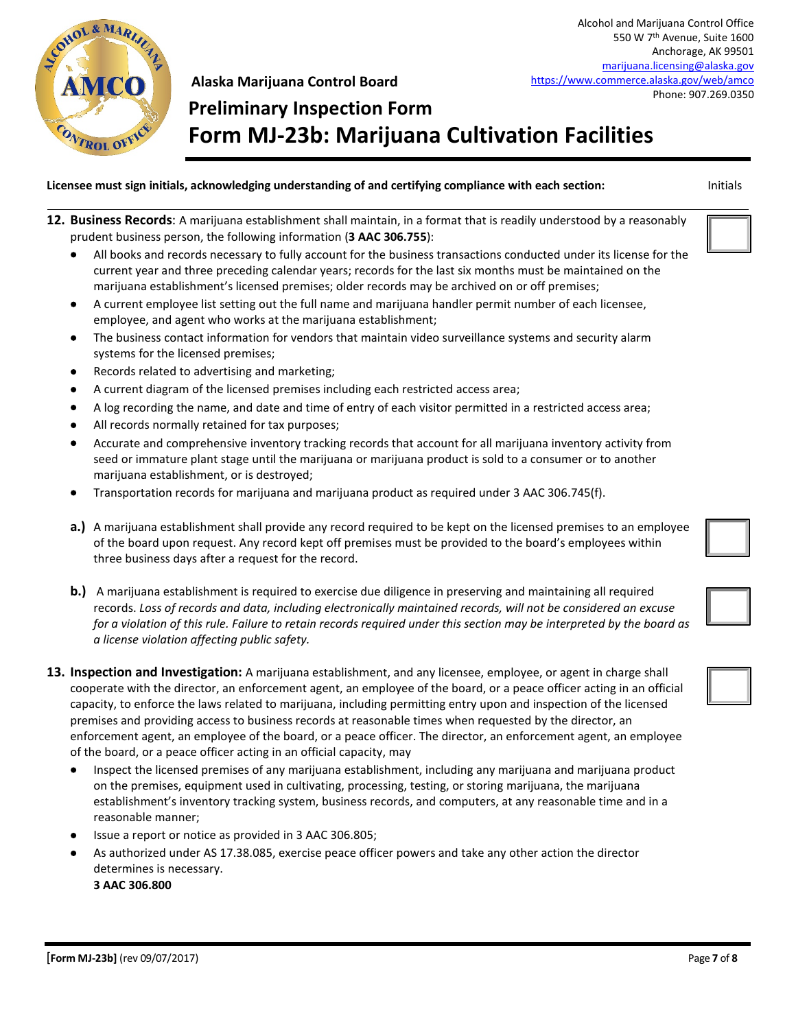Alcohol and Marijuana Control Office
550 W 7th Avenue, Suite 1600
Anchorage, AK 99501
marijuana.licensing@alaska.gov
https://www.commerce.alaska.gov/web/amco
Phone: 907.269.0350

**Alaska Marijuana Control Board**

# Preliminary Inspection Form

# Form MJ-23b: Marijuana Cultivation Facilities

**Licensee must sign initials, acknowledging understanding of and certifying compliance with each section:** Initials

**12. Business Records**: A marijuana establishment shall maintain, in a format that is readily understood by a reasonably prudent business person, the following information (**3 AAC 306.755**):

- All books and records necessary to fully account for the business transactions conducted under its license for the current year and three preceding calendar years; records for the last six months must be maintained on the marijuana establishment's licensed premises; older records may be archived on or off premises;
- A current employee list setting out the full name and marijuana handler permit number of each licensee, employee, and agent who works at the marijuana establishment;
- The business contact information for vendors that maintain video surveillance systems and security alarm systems for the licensed premises;
- Records related to advertising and marketing;
- A current diagram of the licensed premises including each restricted access area;
- A log recording the name, and date and time of entry of each visitor permitted in a restricted access area;
- All records normally retained for tax purposes;
- Accurate and comprehensive inventory tracking records that account for all marijuana inventory activity from seed or immature plant stage until the marijuana or marijuana product is sold to a consumer or to another marijuana establishment, or is destroyed;
- Transportation records for marijuana and marijuana product as required under 3 AAC 306.745(f).

**a.)** A marijuana establishment shall provide any record required to be kept on the licensed premises to an employee of the board upon request. Any record kept off premises must be provided to the board's employees within three business days after a request for the record.

**b.)** A marijuana establishment is required to exercise due diligence in preserving and maintaining all required records. *Loss of records and data, including electronically maintained records, will not be considered an excuse for a violation of this rule. Failure to retain records required under this section may be interpreted by the board as a license violation affecting public safety.*

**13. Inspection and Investigation:** A marijuana establishment, and any licensee, employee, or agent in charge shall cooperate with the director, an enforcement agent, an employee of the board, or a peace officer acting in an official capacity, to enforce the laws related to marijuana, including permitting entry upon and inspection of the licensed premises and providing access to business records at reasonable times when requested by the director, an enforcement agent, an employee of the board, or a peace officer. The director, an enforcement agent, an employee of the board, or a peace officer acting in an official capacity, may

- Inspect the licensed premises of any marijuana establishment, including any marijuana and marijuana product on the premises, equipment used in cultivating, processing, testing, or storing marijuana, the marijuana establishment's inventory tracking system, business records, and computers, at any reasonable time and in a reasonable manner;
- Issue a report or notice as provided in 3 AAC 306.805;
- As authorized under AS 17.38.085, exercise peace officer powers and take any other action the director determines is necessary.

**3 AAC 306.800**

[**Form MJ-23b]** (rev 09/07/2017)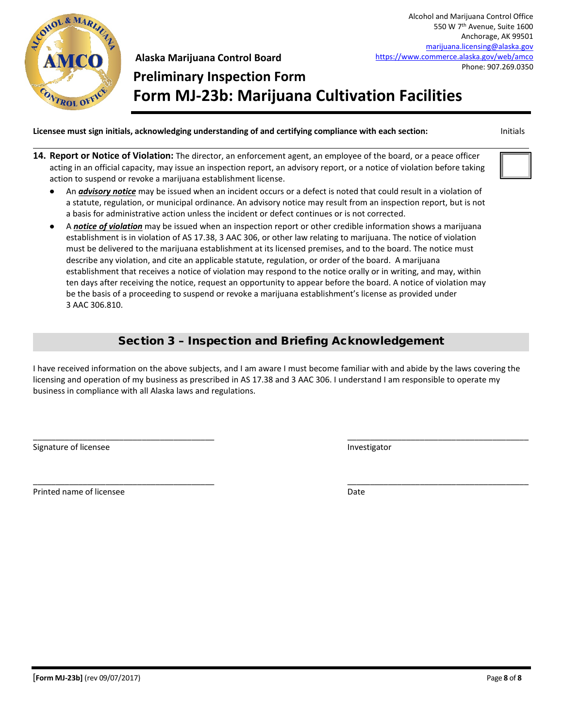Alcohol and Marijuana Control Office
550 W 7th Avenue, Suite 1600
Anchorage, AK 99501
marijuana.licensing@alaska.gov
https://www.commerce.alaska.gov/web/amco
Phone: 907.269.0350

**Alaska Marijuana Control Board**

# Preliminary Inspection Form

# Form MJ-23b: Marijuana Cultivation Facilities

**Licensee must sign initials, acknowledging understanding of and certifying compliance with each section:** Initials

**14. Report or Notice of Violation:** The director, an enforcement agent, an employee of the board, or a peace officer acting in an official capacity, may issue an inspection report, an advisory report, or a notice of violation before taking action to suspend or revoke a marijuana establishment license.

- An ***advisory notice*** may be issued when an incident occurs or a defect is noted that could result in a violation of a statute, regulation, or municipal ordinance. An advisory notice may result from an inspection report, but is not a basis for administrative action unless the incident or defect continues or is not corrected.
- A ***notice of violation*** may be issued when an inspection report or other credible information shows a marijuana establishment is in violation of AS 17.38, 3 AAC 306, or other law relating to marijuana. The notice of violation must be delivered to the marijuana establishment at its licensed premises, and to the board. The notice must describe any violation, and cite an applicable statute, regulation, or order of the board. A marijuana establishment that receives a notice of violation may respond to the notice orally or in writing, and may, within ten days after receiving the notice, request an opportunity to appear before the board. A notice of violation may be the basis of a proceeding to suspend or revoke a marijuana establishment's license as provided under 3 AAC 306.810.

## Section 3 – Inspection and Briefing Acknowledgement

I have received information on the above subjects, and I am aware I must become familiar with and abide by the laws covering the licensing and operation of my business as prescribed in AS 17.38 and 3 AAC 306. I understand I am responsible to operate my business in compliance with all Alaska laws and regulations.

\_\_\_\_\_\_\_\_\_\_\_\_\_\_\_\_\_\_\_\_\_\_\_\_\_\_\_\_\_\_\_\_\_\_\_\_\_\_\_\_
Signature of licensee

\_\_\_\_\_\_\_\_\_\_\_\_\_\_\_\_\_\_\_\_\_\_\_\_\_\_\_\_\_\_\_\_\_\_\_\_\_\_\_\_
Investigator

\_\_\_\_\_\_\_\_\_\_\_\_\_\_\_\_\_\_\_\_\_\_\_\_\_\_\_\_\_\_\_\_\_\_\_\_\_\_\_\_
Printed name of licensee

\_\_\_\_\_\_\_\_\_\_\_\_\_\_\_\_\_\_\_\_\_\_\_\_\_\_\_\_\_\_\_\_\_\_\_\_\_\_\_\_
Date